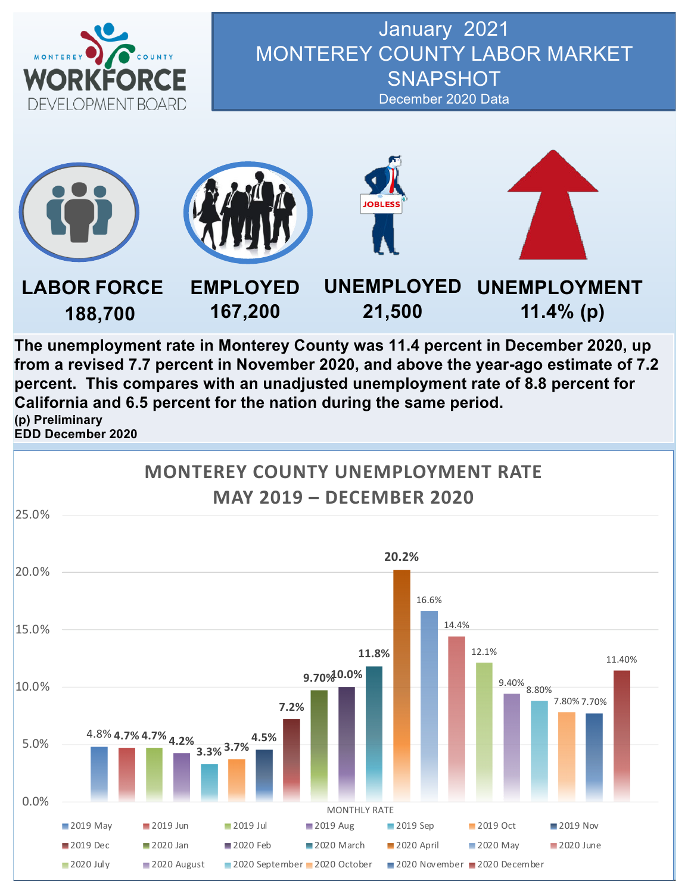MONTEREY COUNTY WORKFORCE DEVELOPMENT BOARD

# January 2021
# MONTEREY COUNTY LABOR MARKET SNAPSHOT

December 2020 Data

| LABOR FORCE | EMPLOYED | UNEMPLOYED | UNEMPLOYMENT |
|---|---|---|---|
| 188,700 | 167,200 | 21,500 | 11.4% (p) |

**The unemployment rate in Monterey County was 11.4 percent in December 2020, up from a revised 7.7 percent in November 2020, and above the year-ago estimate of 7.2 percent. This compares with an unadjusted unemployment rate of 8.8 percent for California and 6.5 percent for the nation during the same period.**

**(p) Preliminary**
**EDD December 2020**

## MONTEREY COUNTY UNEMPLOYMENT RATE MAY 2019 – DECEMBER 2020

| Month | Monthly Rate |
|---|---|
| 2019 May | 4.8% |
| 2019 Jun | 4.7% |
| 2019 Jul | 4.7% |
| 2019 Aug | 4.2% |
| 2019 Sep | 3.3% |
| 2019 Oct | 3.7% |
| 2019 Nov | 4.5% |
| 2019 Dec | 7.2% |
| 2020 Jan | 9.70% |
| 2020 Feb | 10.0% |
| 2020 March | 11.8% |
| 2020 April | 20.2% |
| 2020 May | 16.6% |
| 2020 June | 14.4% |
| 2020 July | 12.1% |
| 2020 August | 9.40% |
| 2020 September | 8.80% |
| 2020 October | 7.80% |
| 2020 November | 7.70% |
| 2020 December | 11.40% |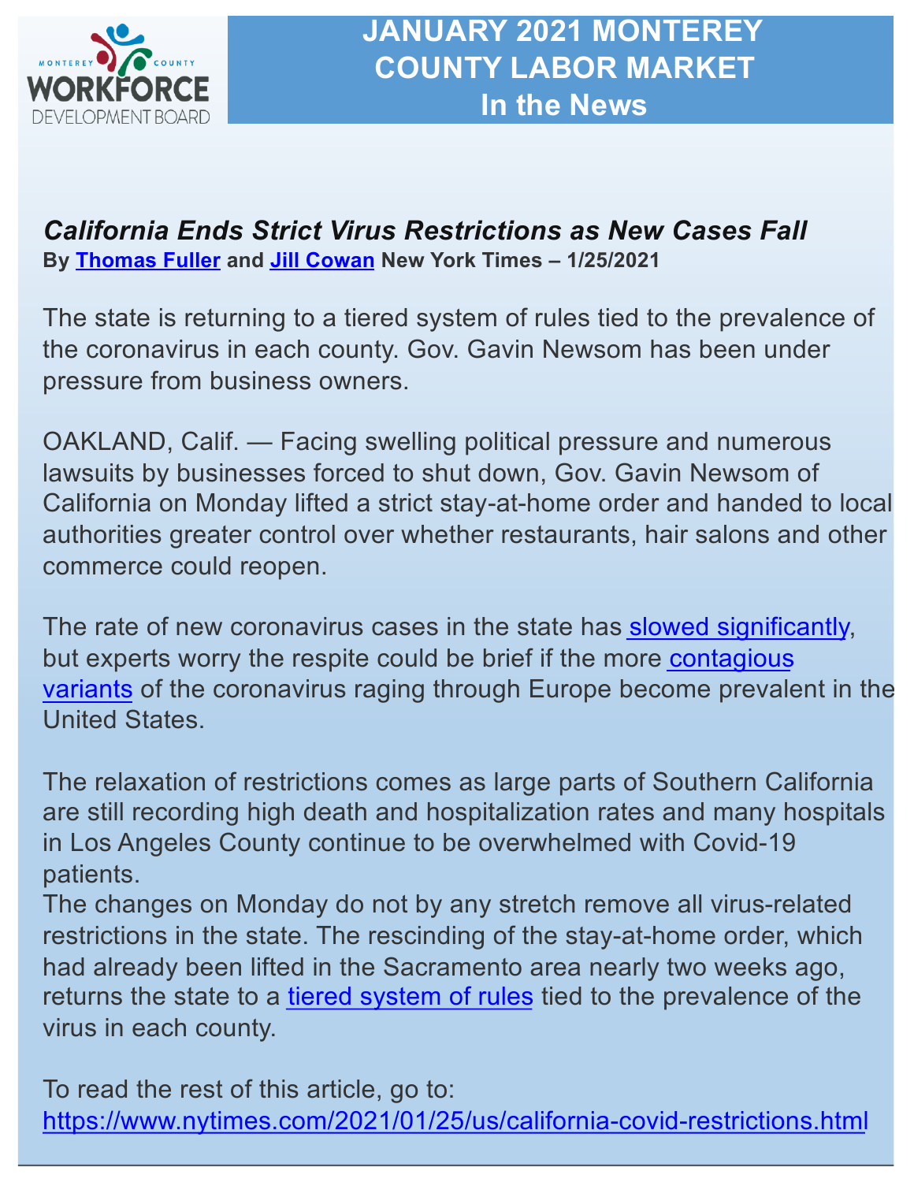# JANUARY 2021 MONTEREY COUNTY LABOR MARKET In the News

## *California Ends Strict Virus Restrictions as New Cases Fall*

**By Thomas Fuller and Jill Cowan New York Times – 1/25/2021**

The state is returning to a tiered system of rules tied to the prevalence of the coronavirus in each county. Gov. Gavin Newsom has been under pressure from business owners.

OAKLAND, Calif. — Facing swelling political pressure and numerous lawsuits by businesses forced to shut down, Gov. Gavin Newsom of California on Monday lifted a strict stay-at-home order and handed to local authorities greater control over whether restaurants, hair salons and other commerce could reopen.

The rate of new coronavirus cases in the state has slowed significantly, but experts worry the respite could be brief if the more contagious variants of the coronavirus raging through Europe become prevalent in the United States.

The relaxation of restrictions comes as large parts of Southern California are still recording high death and hospitalization rates and many hospitals in Los Angeles County continue to be overwhelmed with Covid-19 patients.
The changes on Monday do not by any stretch remove all virus-related restrictions in the state. The rescinding of the stay-at-home order, which had already been lifted in the Sacramento area nearly two weeks ago, returns the state to a tiered system of rules tied to the prevalence of the virus in each county.

To read the rest of this article, go to:
https://www.nytimes.com/2021/01/25/us/california-covid-restrictions.html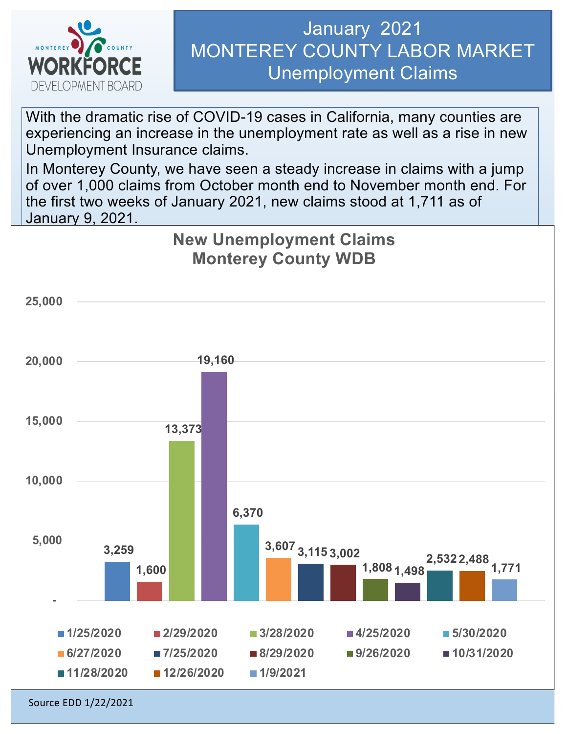# January 2021
# MONTEREY COUNTY LABOR MARKET
## Unemployment Claims

With the dramatic rise of COVID-19 cases in California, many counties are experiencing an increase in the unemployment rate as well as a rise in new Unemployment Insurance claims.

In Monterey County, we have seen a steady increase in claims with a jump of over 1,000 claims from October month end to November month end. For the first two weeks of January 2021, new claims stood at 1,711 as of January 9, 2021.

**New Unemployment Claims**
**Monterey County WDB**

| Date | New Claims |
| --- | --- |
| 1/25/2020 | 3,259 |
| 2/29/2020 | 1,600 |
| 3/28/2020 | 13,373 |
| 4/25/2020 | 19,160 |
| 5/30/2020 | 6,370 |
| 6/27/2020 | 3,607 |
| 7/25/2020 | 3,115 |
| 8/29/2020 | 3,002 |
| 9/26/2020 | 1,808 |
| 10/31/2020 | 1,498 |
| 11/28/2020 | 2,532 |
| 12/26/2020 | 2,488 |
| 1/9/2021 | 1,771 |

Source EDD 1/22/2021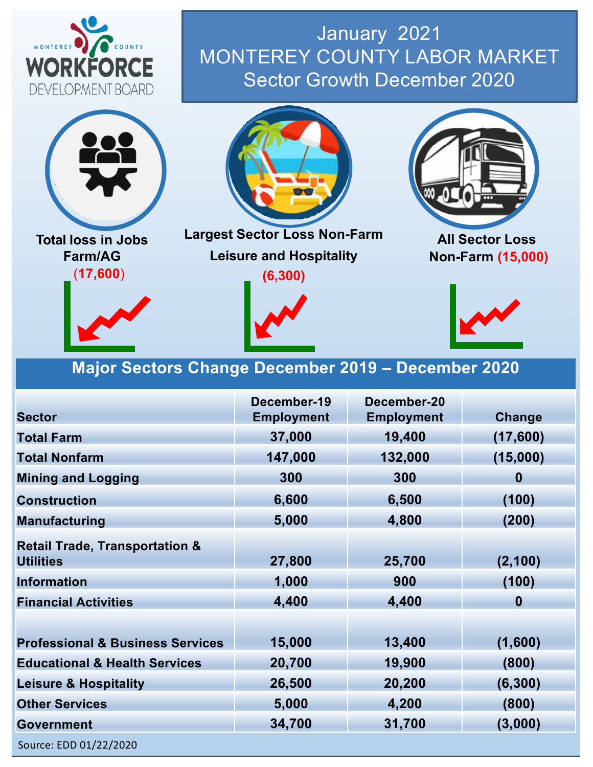MONTEREY COUNTY WORKFORCE DEVELOPMENT BOARD

# January 2021 MONTEREY COUNTY LABOR MARKET Sector Growth December 2020

**Total loss in Jobs Farm/AG (17,600)**

**Largest Sector Loss Non-Farm Leisure and Hospitality (6,300)**

**All Sector Loss Non-Farm (15,000)**

## Major Sectors Change December 2019 – December 2020

| Sector | December-19 Employment | December-20 Employment | Change |
|---|---|---|---|
| Total Farm | 37,000 | 19,400 | (17,600) |
| Total Nonfarm | 147,000 | 132,000 | (15,000) |
| Mining and Logging | 300 | 300 | 0 |
| Construction | 6,600 | 6,500 | (100) |
| Manufacturing | 5,000 | 4,800 | (200) |
| Retail Trade, Transportation & Utilities | 27,800 | 25,700 | (2,100) |
| Information | 1,000 | 900 | (100) |
| Financial Activities | 4,400 | 4,400 | 0 |
| Professional & Business Services | 15,000 | 13,400 | (1,600) |
| Educational & Health Services | 20,700 | 19,900 | (800) |
| Leisure & Hospitality | 26,500 | 20,200 | (6,300) |
| Other Services | 5,000 | 4,200 | (800) |
| Government | 34,700 | 31,700 | (3,000) |

Source: EDD 01/22/2020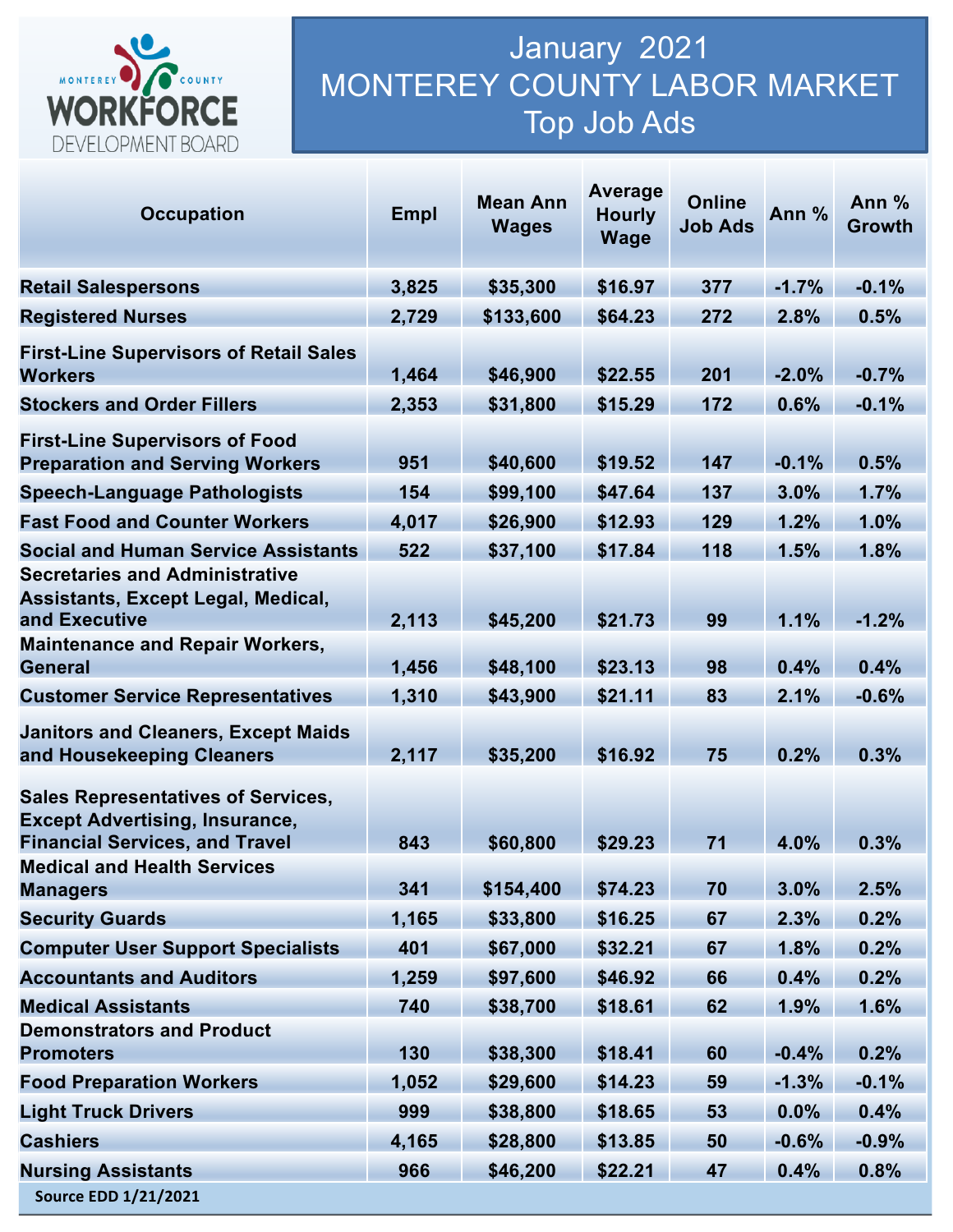MONTEREY COUNTY WORKFORCE DEVELOPMENT BOARD

# January 2021 MONTEREY COUNTY LABOR MARKET Top Job Ads

| Occupation | Empl | Mean Ann Wages | Average Hourly Wage | Online Job Ads | Ann % | Ann % Growth |
|---|---|---|---|---|---|---|
| Retail Salespersons | 3,825 | $35,300 | $16.97 | 377 | -1.7% | -0.1% |
| Registered Nurses | 2,729 | $133,600 | $64.23 | 272 | 2.8% | 0.5% |
| First-Line Supervisors of Retail Sales Workers | 1,464 | $46,900 | $22.55 | 201 | -2.0% | -0.7% |
| Stockers and Order Fillers | 2,353 | $31,800 | $15.29 | 172 | 0.6% | -0.1% |
| First-Line Supervisors of Food Preparation and Serving Workers | 951 | $40,600 | $19.52 | 147 | -0.1% | 0.5% |
| Speech-Language Pathologists | 154 | $99,100 | $47.64 | 137 | 3.0% | 1.7% |
| Fast Food and Counter Workers | 4,017 | $26,900 | $12.93 | 129 | 1.2% | 1.0% |
| Social and Human Service Assistants | 522 | $37,100 | $17.84 | 118 | 1.5% | 1.8% |
| Secretaries and Administrative Assistants, Except Legal, Medical, and Executive | 2,113 | $45,200 | $21.73 | 99 | 1.1% | -1.2% |
| Maintenance and Repair Workers, General | 1,456 | $48,100 | $23.13 | 98 | 0.4% | 0.4% |
| Customer Service Representatives | 1,310 | $43,900 | $21.11 | 83 | 2.1% | -0.6% |
| Janitors and Cleaners, Except Maids and Housekeeping Cleaners | 2,117 | $35,200 | $16.92 | 75 | 0.2% | 0.3% |
| Sales Representatives of Services, Except Advertising, Insurance, Financial Services, and Travel | 843 | $60,800 | $29.23 | 71 | 4.0% | 0.3% |
| Medical and Health Services Managers | 341 | $154,400 | $74.23 | 70 | 3.0% | 2.5% |
| Security Guards | 1,165 | $33,800 | $16.25 | 67 | 2.3% | 0.2% |
| Computer User Support Specialists | 401 | $67,000 | $32.21 | 67 | 1.8% | 0.2% |
| Accountants and Auditors | 1,259 | $97,600 | $46.92 | 66 | 0.4% | 0.2% |
| Medical Assistants | 740 | $38,700 | $18.61 | 62 | 1.9% | 1.6% |
| Demonstrators and Product Promoters | 130 | $38,300 | $18.41 | 60 | -0.4% | 0.2% |
| Food Preparation Workers | 1,052 | $29,600 | $14.23 | 59 | -1.3% | -0.1% |
| Light Truck Drivers | 999 | $38,800 | $18.65 | 53 | 0.0% | 0.4% |
| Cashiers | 4,165 | $28,800 | $13.85 | 50 | -0.6% | -0.9% |
| Nursing Assistants | 966 | $46,200 | $22.21 | 47 | 0.4% | 0.8% |

Source EDD 1/21/2021